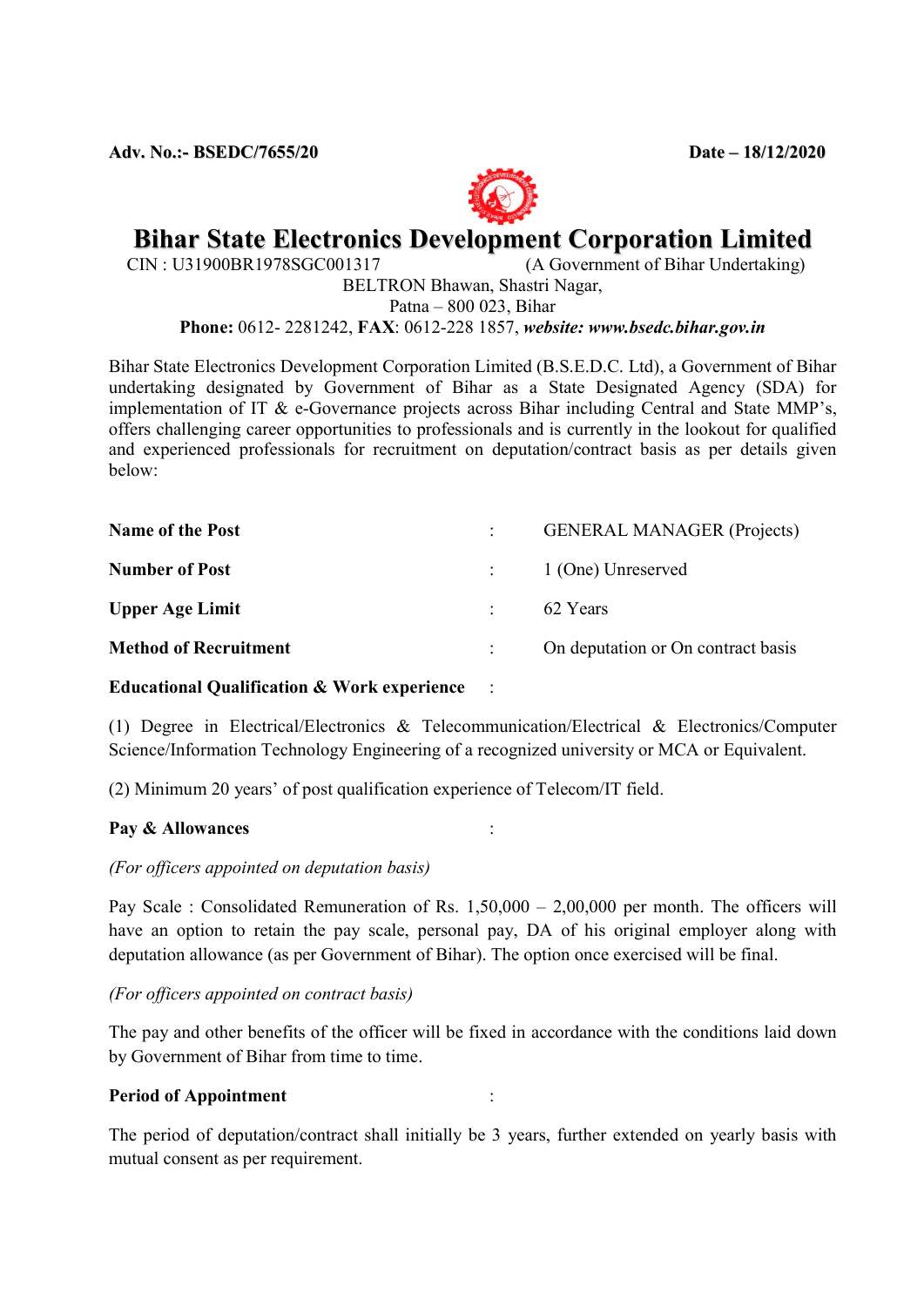**Adv. No.:- BSEDC/7655/20** **Date – 18/12/2020**

# Bihar State Electronics Development Corporation Limited

CIN : U31900BR1978SGC001317 (A Government of Bihar Undertaking)

BELTRON Bhawan, Shastri Nagar,

Patna – 800 023, Bihar

**Phone:** 0612- 2281242, **FAX**: 0612-228 1857, ***website: www.bsedc.bihar.gov.in***

Bihar State Electronics Development Corporation Limited (B.S.E.D.C. Ltd), a Government of Bihar undertaking designated by Government of Bihar as a State Designated Agency (SDA) for implementation of IT & e-Governance projects across Bihar including Central and State MMP's, offers challenging career opportunities to professionals and is currently in the lookout for qualified and experienced professionals for recruitment on deputation/contract basis as per details given below:

| | | |
|---|---|---|
| **Name of the Post** | : | GENERAL MANAGER (Projects) |
| **Number of Post** | : | 1 (One) Unreserved |
| **Upper Age Limit** | : | 62 Years |
| **Method of Recruitment** | : | On deputation or On contract basis |

**Educational Qualification & Work experience** :

(1) Degree in Electrical/Electronics & Telecommunication/Electrical & Electronics/Computer Science/Information Technology Engineering of a recognized university or MCA or Equivalent.

(2) Minimum 20 years' of post qualification experience of Telecom/IT field.

**Pay & Allowances** :

*(For officers appointed on deputation basis)*

Pay Scale : Consolidated Remuneration of Rs. 1,50,000 – 2,00,000 per month. The officers will have an option to retain the pay scale, personal pay, DA of his original employer along with deputation allowance (as per Government of Bihar). The option once exercised will be final.

*(For officers appointed on contract basis)*

The pay and other benefits of the officer will be fixed in accordance with the conditions laid down by Government of Bihar from time to time.

**Period of Appointment** :

The period of deputation/contract shall initially be 3 years, further extended on yearly basis with mutual consent as per requirement.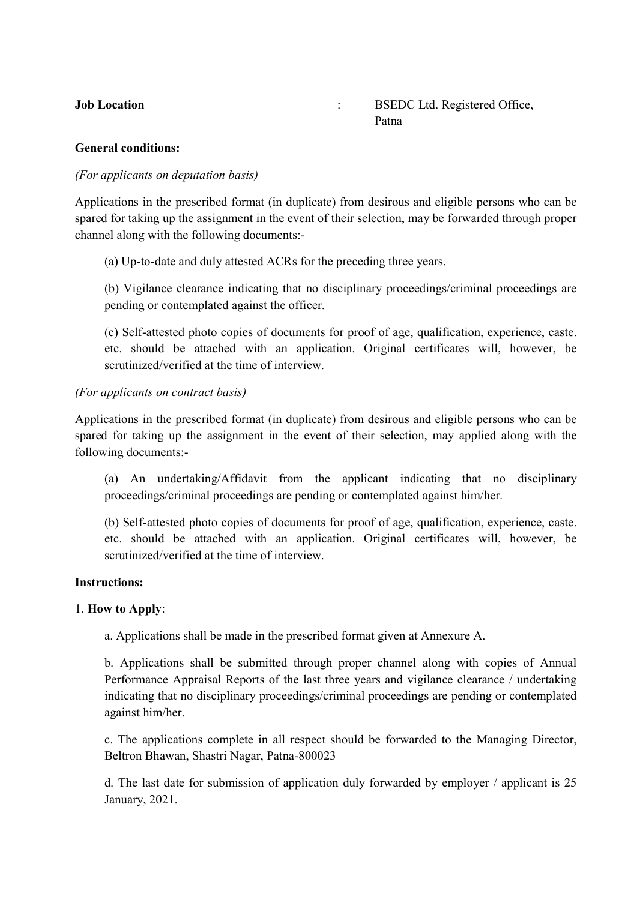**Job Location** : BSEDC Ltd. Registered Office, Patna

**General conditions:**

*(For applicants on deputation basis)*

Applications in the prescribed format (in duplicate) from desirous and eligible persons who can be spared for taking up the assignment in the event of their selection, may be forwarded through proper channel along with the following documents:-

(a) Up-to-date and duly attested ACRs for the preceding three years.

(b) Vigilance clearance indicating that no disciplinary proceedings/criminal proceedings are pending or contemplated against the officer.

(c) Self-attested photo copies of documents for proof of age, qualification, experience, caste. etc. should be attached with an application. Original certificates will, however, be scrutinized/verified at the time of interview.

*(For applicants on contract basis)*

Applications in the prescribed format (in duplicate) from desirous and eligible persons who can be spared for taking up the assignment in the event of their selection, may applied along with the following documents:-

(a) An undertaking/Affidavit from the applicant indicating that no disciplinary proceedings/criminal proceedings are pending or contemplated against him/her.

(b) Self-attested photo copies of documents for proof of age, qualification, experience, caste. etc. should be attached with an application. Original certificates will, however, be scrutinized/verified at the time of interview.

**Instructions:**

1. **How to Apply**:

a. Applications shall be made in the prescribed format given at Annexure A.

b. Applications shall be submitted through proper channel along with copies of Annual Performance Appraisal Reports of the last three years and vigilance clearance / undertaking indicating that no disciplinary proceedings/criminal proceedings are pending or contemplated against him/her.

c. The applications complete in all respect should be forwarded to the Managing Director, Beltron Bhawan, Shastri Nagar, Patna-800023

d. The last date for submission of application duly forwarded by employer / applicant is 25 January, 2021.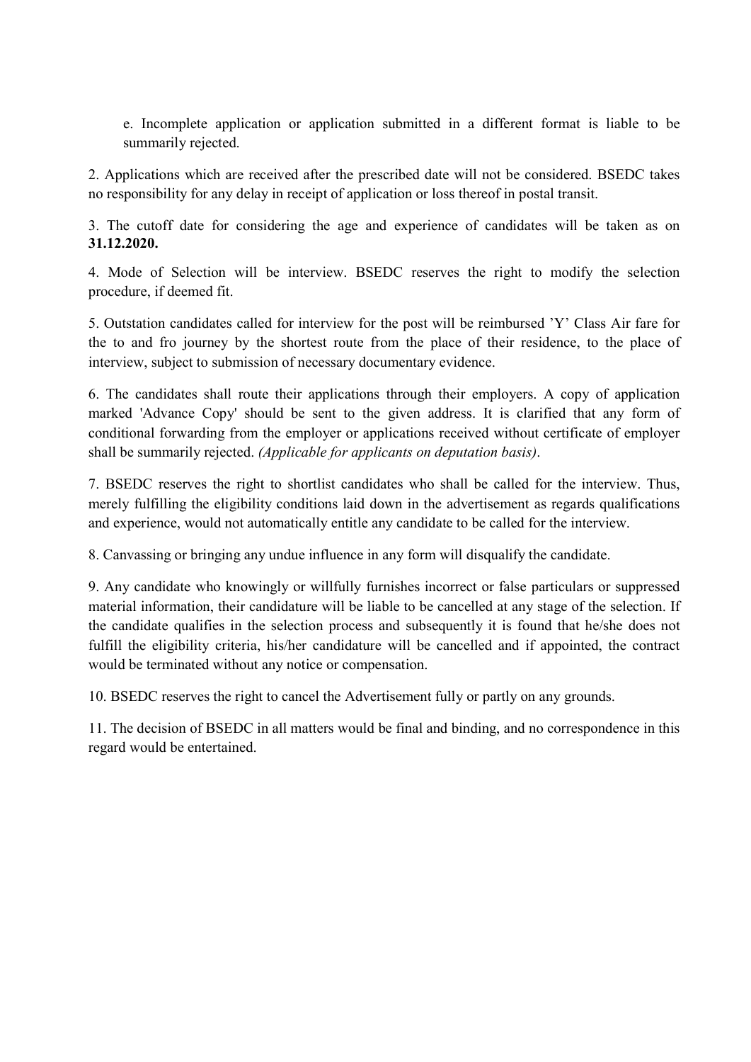e. Incomplete application or application submitted in a different format is liable to be summarily rejected.

2. Applications which are received after the prescribed date will not be considered. BSEDC takes no responsibility for any delay in receipt of application or loss thereof in postal transit.

3. The cutoff date for considering the age and experience of candidates will be taken as on **31.12.2020.**

4. Mode of Selection will be interview. BSEDC reserves the right to modify the selection procedure, if deemed fit.

5. Outstation candidates called for interview for the post will be reimbursed 'Y' Class Air fare for the to and fro journey by the shortest route from the place of their residence, to the place of interview, subject to submission of necessary documentary evidence.

6. The candidates shall route their applications through their employers. A copy of application marked 'Advance Copy' should be sent to the given address. It is clarified that any form of conditional forwarding from the employer or applications received without certificate of employer shall be summarily rejected. *(Applicable for applicants on deputation basis)*.

7. BSEDC reserves the right to shortlist candidates who shall be called for the interview. Thus, merely fulfilling the eligibility conditions laid down in the advertisement as regards qualifications and experience, would not automatically entitle any candidate to be called for the interview.

8. Canvassing or bringing any undue influence in any form will disqualify the candidate.

9. Any candidate who knowingly or willfully furnishes incorrect or false particulars or suppressed material information, their candidature will be liable to be cancelled at any stage of the selection. If the candidate qualifies in the selection process and subsequently it is found that he/she does not fulfill the eligibility criteria, his/her candidature will be cancelled and if appointed, the contract would be terminated without any notice or compensation.

10. BSEDC reserves the right to cancel the Advertisement fully or partly on any grounds.

11. The decision of BSEDC in all matters would be final and binding, and no correspondence in this regard would be entertained.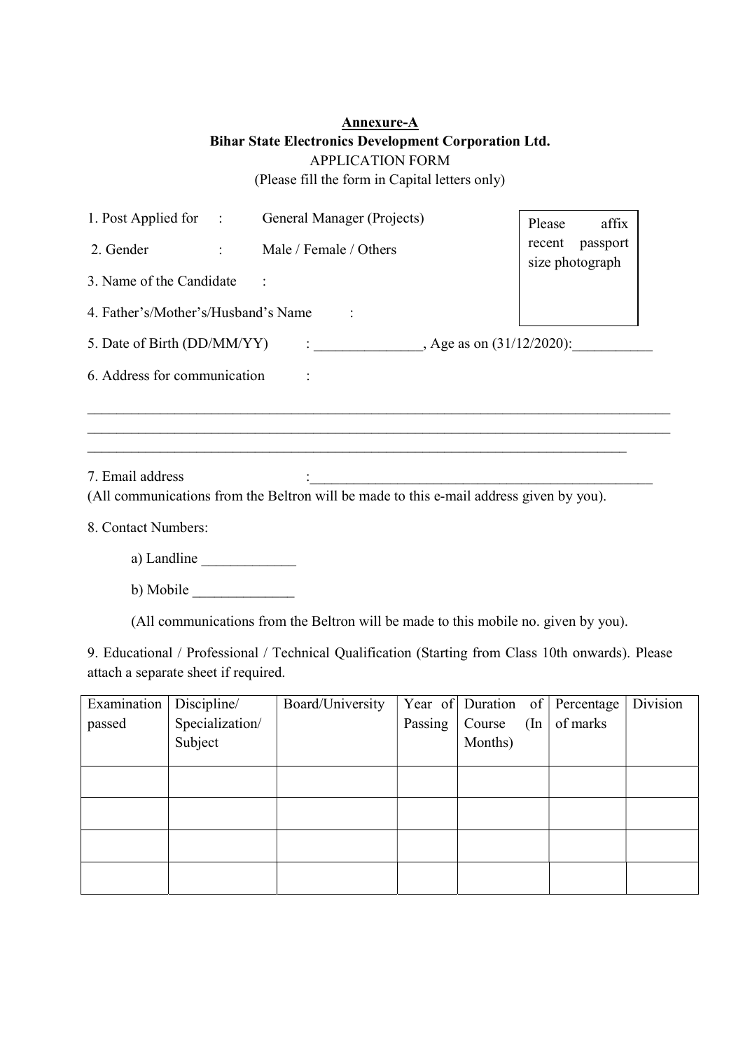**Annexure-A**

**Bihar State Electronics Development Corporation Ltd.**

APPLICATION FORM

(Please fill the form in Capital letters only)

Please affix recent passport size photograph

1. Post Applied for : General Manager (Projects)

2. Gender : Male / Female / Others

3. Name of the Candidate :

4. Father's/Mother's/Husband's Name :

5. Date of Birth (DD/MM/YY) : _______________, Age as on (31/12/2020):___________

6. Address for communication :

_______________________________________________________________________________

_______________________________________________________________________________

_______________________________________________________________________________

7. Email address :__________________________________________________

(All communications from the Beltron will be made to this e-mail address given by you).

8. Contact Numbers:

a) Landline _____________

b) Mobile ______________

(All communications from the Beltron will be made to this mobile no. given by you).

9. Educational / Professional / Technical Qualification (Starting from Class 10th onwards). Please attach a separate sheet if required.

| Examination passed | Discipline/ Specialization/ Subject | Board/University | Year of Passing | Duration of Course (In Months) | Percentage of marks | Division |
|---|---|---|---|---|---|---|
| | | | | | | |
| | | | | | | |
| | | | | | | |
| | | | | | | |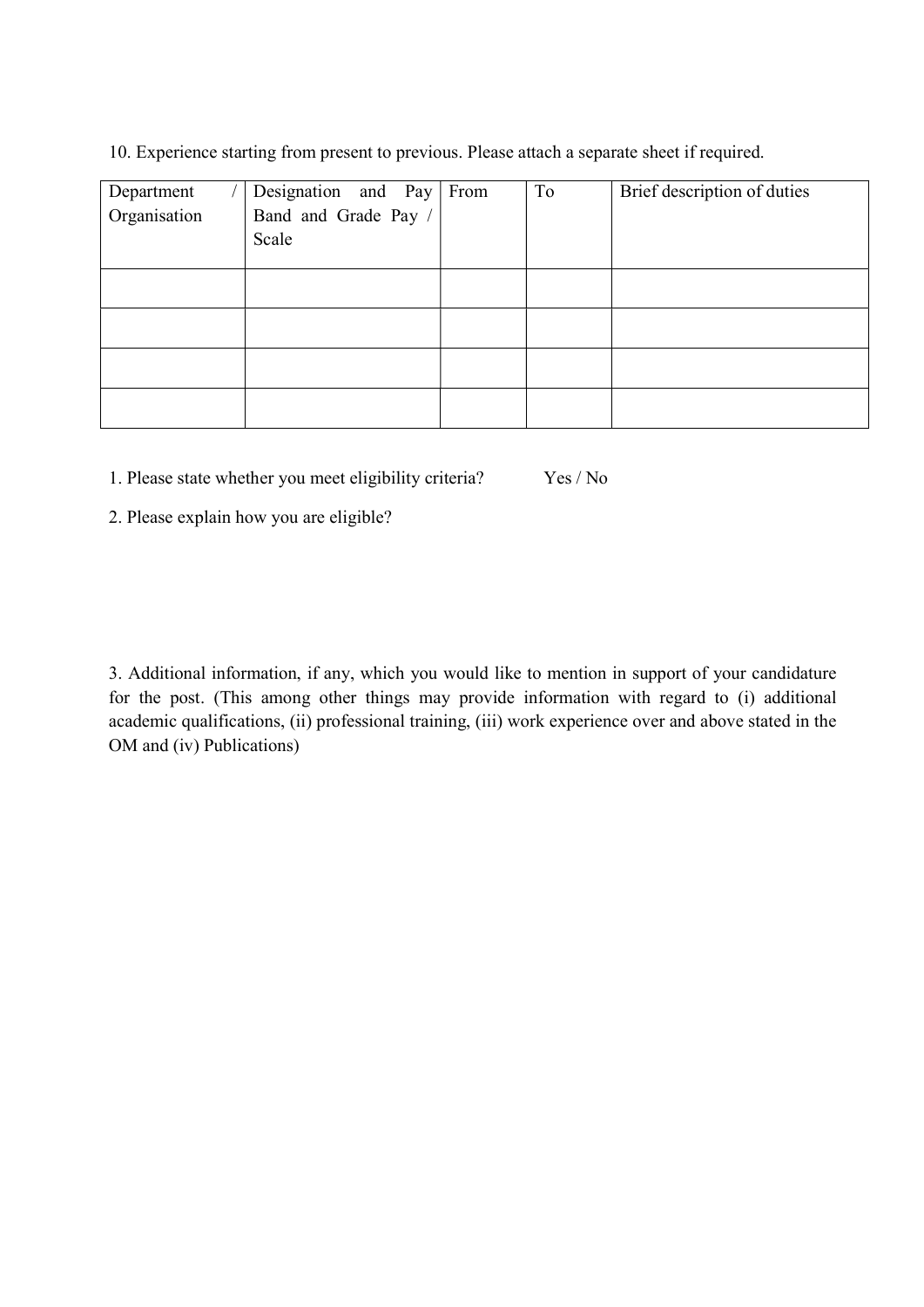10. Experience starting from present to previous. Please attach a separate sheet if required.

| Department / Organisation | Designation and Pay Band and Grade Pay / Scale | From | To | Brief description of duties |
|---|---|---|---|---|
| | | | | |
| | | | | |
| | | | | |
| | | | | |

1. Please state whether you meet eligibility criteria? Yes / No

2. Please explain how you are eligible?

3. Additional information, if any, which you would like to mention in support of your candidature for the post. (This among other things may provide information with regard to (i) additional academic qualifications, (ii) professional training, (iii) work experience over and above stated in the OM and (iv) Publications)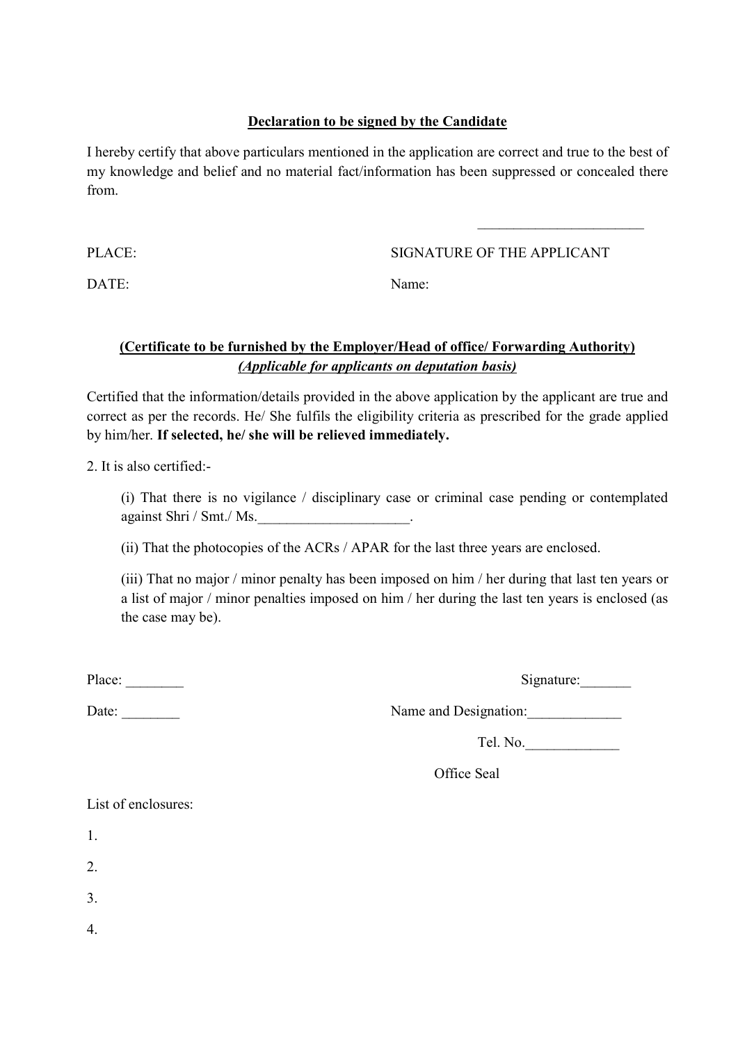**Declaration to be signed by the Candidate**

I hereby certify that above particulars mentioned in the application are correct and true to the best of my knowledge and belief and no material fact/information has been suppressed or concealed there from.

_______________________

PLACE: SIGNATURE OF THE APPLICANT

DATE: Name:

**(Certificate to be furnished by the Employer/Head of office/ Forwarding Authority)**
***(Applicable for applicants on deputation basis)***

Certified that the information/details provided in the above application by the applicant are true and correct as per the records. He/ She fulfils the eligibility criteria as prescribed for the grade applied by him/her. **If selected, he/ she will be relieved immediately.**

2. It is also certified:-

(i) That there is no vigilance / disciplinary case or criminal case pending or contemplated against Shri / Smt./ Ms._____________________.

(ii) That the photocopies of the ACRs / APAR for the last three years are enclosed.

(iii) That no major / minor penalty has been imposed on him / her during that last ten years or a list of major / minor penalties imposed on him / her during the last ten years is enclosed (as the case may be).

Place: ________ Signature:_______

Date: ________ Name and Designation:_____________

Tel. No._____________

Office Seal

List of enclosures:

1.

2.

3.

4.